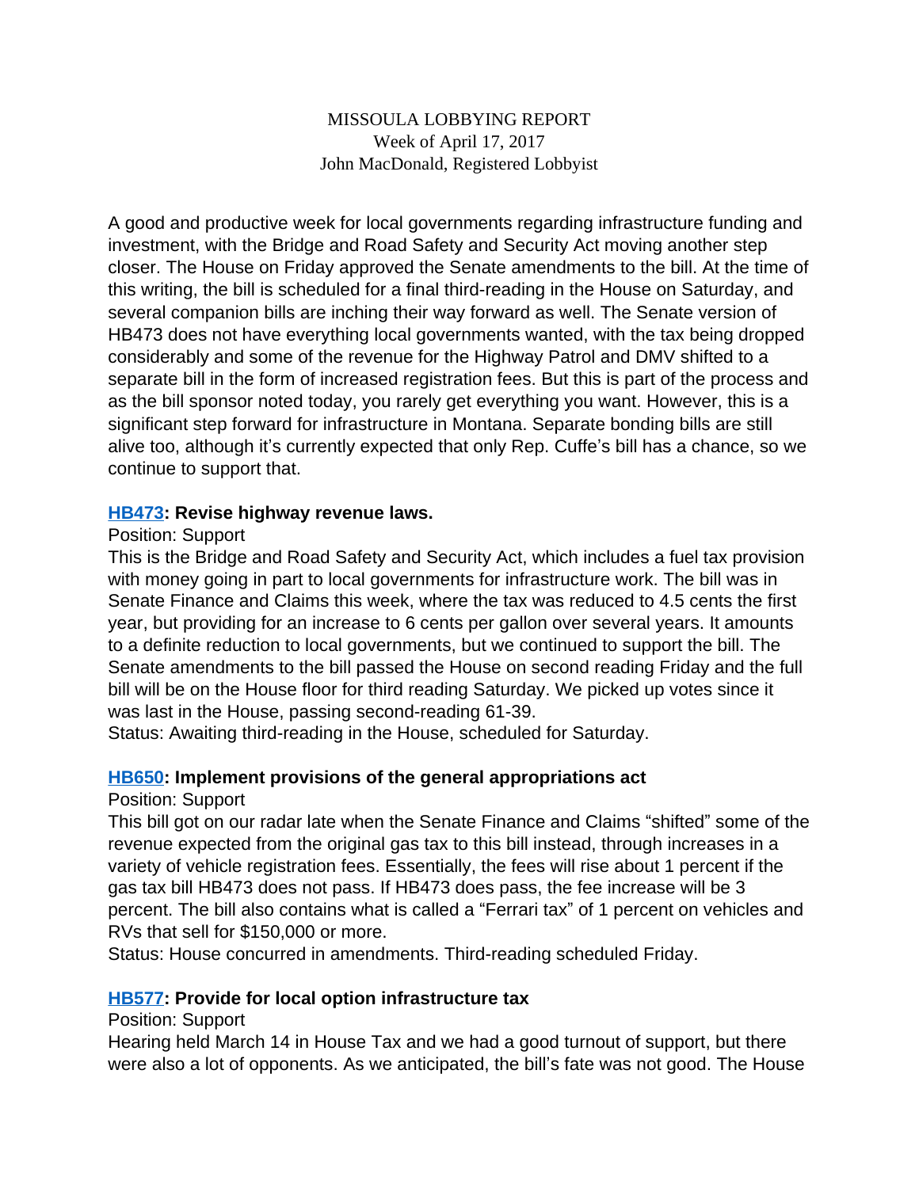MISSOULA LOBBYING REPORT
Week of April 17, 2017
John MacDonald, Registered Lobbyist

A good and productive week for local governments regarding infrastructure funding and investment, with the Bridge and Road Safety and Security Act moving another step closer. The House on Friday approved the Senate amendments to the bill. At the time of this writing, the bill is scheduled for a final third-reading in the House on Saturday, and several companion bills are inching their way forward as well. The Senate version of HB473 does not have everything local governments wanted, with the tax being dropped considerably and some of the revenue for the Highway Patrol and DMV shifted to a separate bill in the form of increased registration fees. But this is part of the process and as the bill sponsor noted today, you rarely get everything you want. However, this is a significant step forward for infrastructure in Montana. Separate bonding bills are still alive too, although it's currently expected that only Rep. Cuffe's bill has a chance, so we continue to support that.

**HB473: Revise highway revenue laws.**

Position: Support

This is the Bridge and Road Safety and Security Act, which includes a fuel tax provision with money going in part to local governments for infrastructure work. The bill was in Senate Finance and Claims this week, where the tax was reduced to 4.5 cents the first year, but providing for an increase to 6 cents per gallon over several years. It amounts to a definite reduction to local governments, but we continued to support the bill. The Senate amendments to the bill passed the House on second reading Friday and the full bill will be on the House floor for third reading Saturday. We picked up votes since it was last in the House, passing second-reading 61-39.

Status: Awaiting third-reading in the House, scheduled for Saturday.

**HB650: Implement provisions of the general appropriations act**

Position: Support

This bill got on our radar late when the Senate Finance and Claims "shifted" some of the revenue expected from the original gas tax to this bill instead, through increases in a variety of vehicle registration fees. Essentially, the fees will rise about 1 percent if the gas tax bill HB473 does not pass. If HB473 does pass, the fee increase will be 3 percent. The bill also contains what is called a "Ferrari tax" of 1 percent on vehicles and RVs that sell for $150,000 or more.

Status: House concurred in amendments. Third-reading scheduled Friday.

**HB577: Provide for local option infrastructure tax**

Position: Support

Hearing held March 14 in House Tax and we had a good turnout of support, but there were also a lot of opponents. As we anticipated, the bill's fate was not good. The House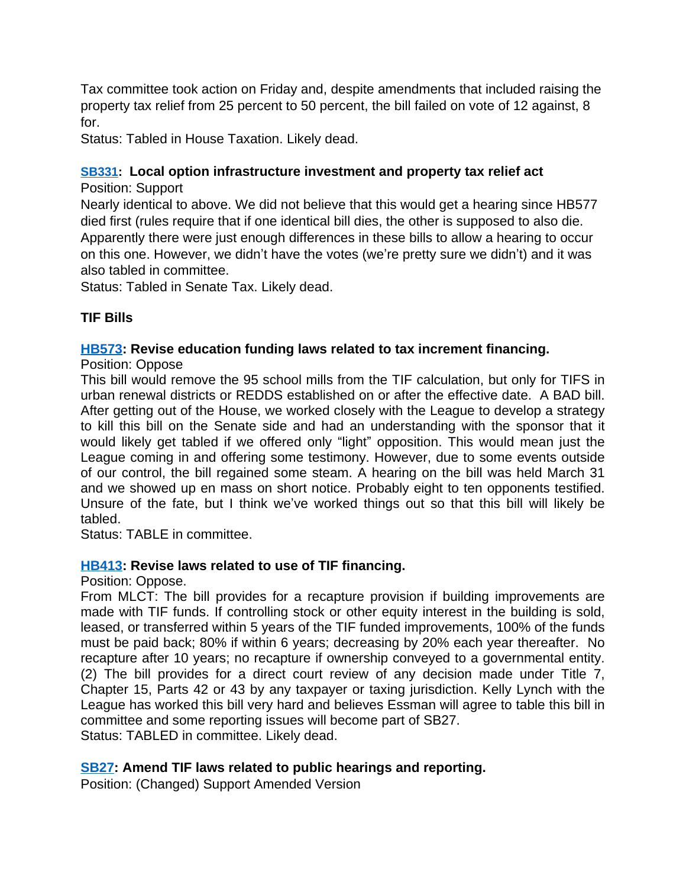Tax committee took action on Friday and, despite amendments that included raising the property tax relief from 25 percent to 50 percent, the bill failed on vote of 12 against, 8 for.
Status: Tabled in House Taxation. Likely dead.

**SB331: Local option infrastructure investment and property tax relief act**
Position: Support
Nearly identical to above. We did not believe that this would get a hearing since HB577 died first (rules require that if one identical bill dies, the other is supposed to also die. Apparently there were just enough differences in these bills to allow a hearing to occur on this one. However, we didn't have the votes (we're pretty sure we didn't) and it was also tabled in committee.
Status: Tabled in Senate Tax. Likely dead.

**TIF Bills**

**HB573: Revise education funding laws related to tax increment financing.**
Position: Oppose
This bill would remove the 95 school mills from the TIF calculation, but only for TIFS in urban renewal districts or REDDS established on or after the effective date. A BAD bill. After getting out of the House, we worked closely with the League to develop a strategy to kill this bill on the Senate side and had an understanding with the sponsor that it would likely get tabled if we offered only "light" opposition. This would mean just the League coming in and offering some testimony. However, due to some events outside of our control, the bill regained some steam. A hearing on the bill was held March 31 and we showed up en mass on short notice. Probably eight to ten opponents testified. Unsure of the fate, but I think we've worked things out so that this bill will likely be tabled.
Status: TABLE in committee.

**HB413: Revise laws related to use of TIF financing.**
Position: Oppose.
From MLCT: The bill provides for a recapture provision if building improvements are made with TIF funds. If controlling stock or other equity interest in the building is sold, leased, or transferred within 5 years of the TIF funded improvements, 100% of the funds must be paid back; 80% if within 6 years; decreasing by 20% each year thereafter. No recapture after 10 years; no recapture if ownership conveyed to a governmental entity. (2) The bill provides for a direct court review of any decision made under Title 7, Chapter 15, Parts 42 or 43 by any taxpayer or taxing jurisdiction. Kelly Lynch with the League has worked this bill very hard and believes Essman will agree to table this bill in committee and some reporting issues will become part of SB27.
Status: TABLED in committee. Likely dead.

**SB27: Amend TIF laws related to public hearings and reporting.**
Position: (Changed) Support Amended Version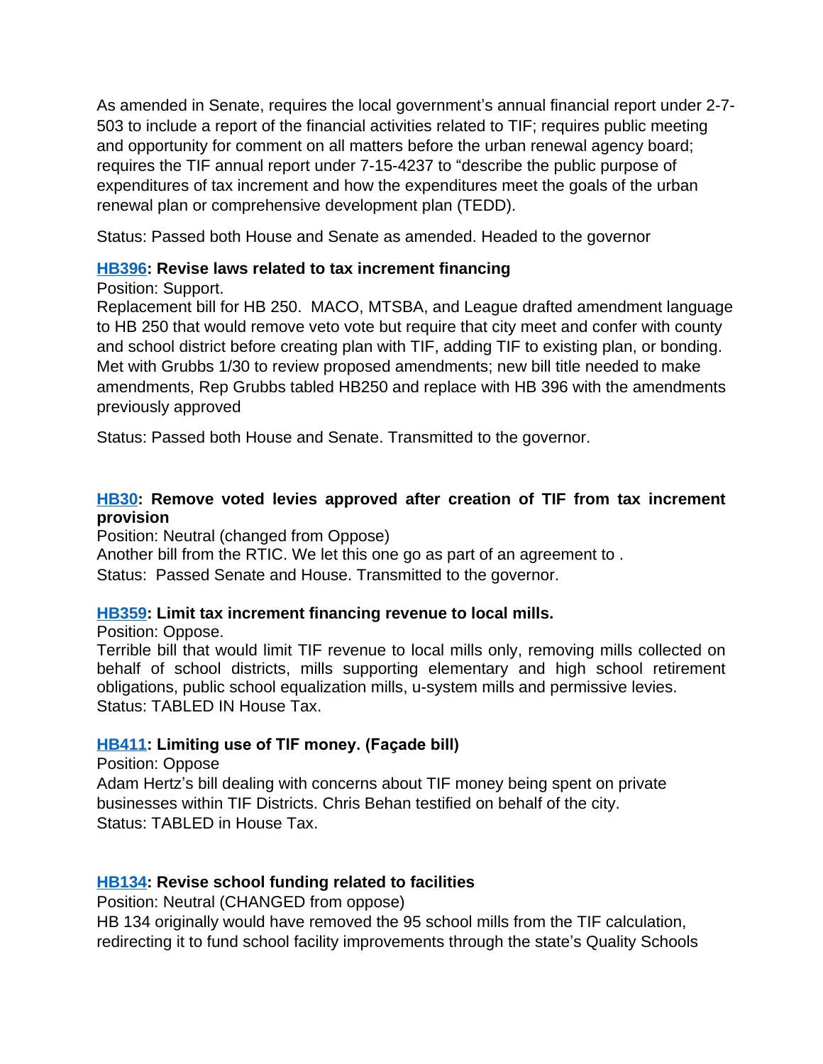As amended in Senate, requires the local government's annual financial report under 2-7-503 to include a report of the financial activities related to TIF; requires public meeting and opportunity for comment on all matters before the urban renewal agency board; requires the TIF annual report under 7-15-4237 to "describe the public purpose of expenditures of tax increment and how the expenditures meet the goals of the urban renewal plan or comprehensive development plan (TEDD).

Status: Passed both House and Senate as amended. Headed to the governor

**HB396: Revise laws related to tax increment financing**

Position: Support.

Replacement bill for HB 250. MACO, MTSBA, and League drafted amendment language to HB 250 that would remove veto vote but require that city meet and confer with county and school district before creating plan with TIF, adding TIF to existing plan, or bonding. Met with Grubbs 1/30 to review proposed amendments; new bill title needed to make amendments, Rep Grubbs tabled HB250 and replace with HB 396 with the amendments previously approved

Status: Passed both House and Senate. Transmitted to the governor.

**HB30: Remove voted levies approved after creation of TIF from tax increment provision**

Position: Neutral (changed from Oppose)

Another bill from the RTIC. We let this one go as part of an agreement to .

Status: Passed Senate and House. Transmitted to the governor.

**HB359: Limit tax increment financing revenue to local mills.**

Position: Oppose.

Terrible bill that would limit TIF revenue to local mills only, removing mills collected on behalf of school districts, mills supporting elementary and high school retirement obligations, public school equalization mills, u-system mills and permissive levies.

Status: TABLED IN House Tax.

**HB411: Limiting use of TIF money. (Façade bill)**

Position: Oppose

Adam Hertz's bill dealing with concerns about TIF money being spent on private businesses within TIF Districts. Chris Behan testified on behalf of the city.

Status: TABLED in House Tax.

**HB134: Revise school funding related to facilities**

Position: Neutral (CHANGED from oppose)

HB 134 originally would have removed the 95 school mills from the TIF calculation, redirecting it to fund school facility improvements through the state's Quality Schools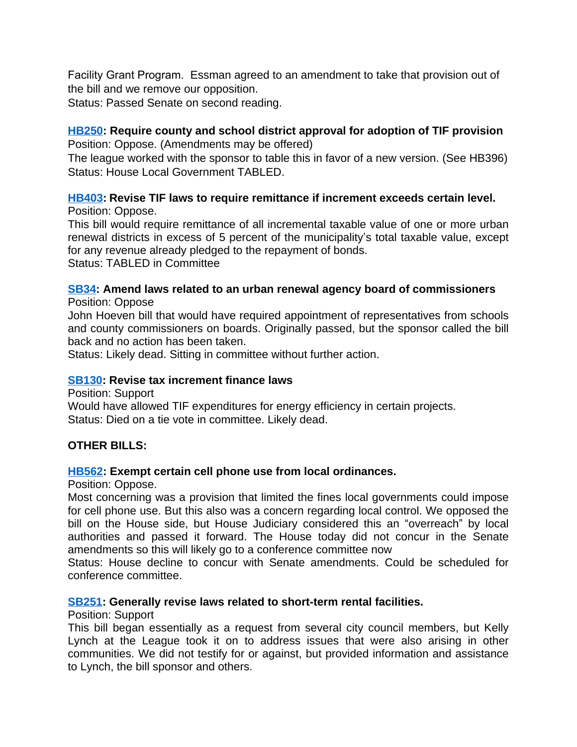Facility Grant Program. Essman agreed to an amendment to take that provision out of the bill and we remove our opposition.
Status: Passed Senate on second reading.

**HB250: Require county and school district approval for adoption of TIF provision**
Position: Oppose. (Amendments may be offered)
The league worked with the sponsor to table this in favor of a new version. (See HB396)
Status: House Local Government TABLED.

**HB403: Revise TIF laws to require remittance if increment exceeds certain level.**
Position: Oppose.
This bill would require remittance of all incremental taxable value of one or more urban renewal districts in excess of 5 percent of the municipality's total taxable value, except for any revenue already pledged to the repayment of bonds.
Status: TABLED in Committee

**SB34: Amend laws related to an urban renewal agency board of commissioners**
Position: Oppose
John Hoeven bill that would have required appointment of representatives from schools and county commissioners on boards. Originally passed, but the sponsor called the bill back and no action has been taken.
Status: Likely dead. Sitting in committee without further action.

**SB130: Revise tax increment finance laws**
Position: Support
Would have allowed TIF expenditures for energy efficiency in certain projects.
Status: Died on a tie vote in committee. Likely dead.

**OTHER BILLS:**

**HB562: Exempt certain cell phone use from local ordinances.**
Position: Oppose.
Most concerning was a provision that limited the fines local governments could impose for cell phone use. But this also was a concern regarding local control. We opposed the bill on the House side, but House Judiciary considered this an "overreach" by local authorities and passed it forward. The House today did not concur in the Senate amendments so this will likely go to a conference committee now
Status: House decline to concur with Senate amendments. Could be scheduled for conference committee.

**SB251: Generally revise laws related to short-term rental facilities.**
Position: Support
This bill began essentially as a request from several city council members, but Kelly Lynch at the League took it on to address issues that were also arising in other communities. We did not testify for or against, but provided information and assistance to Lynch, the bill sponsor and others.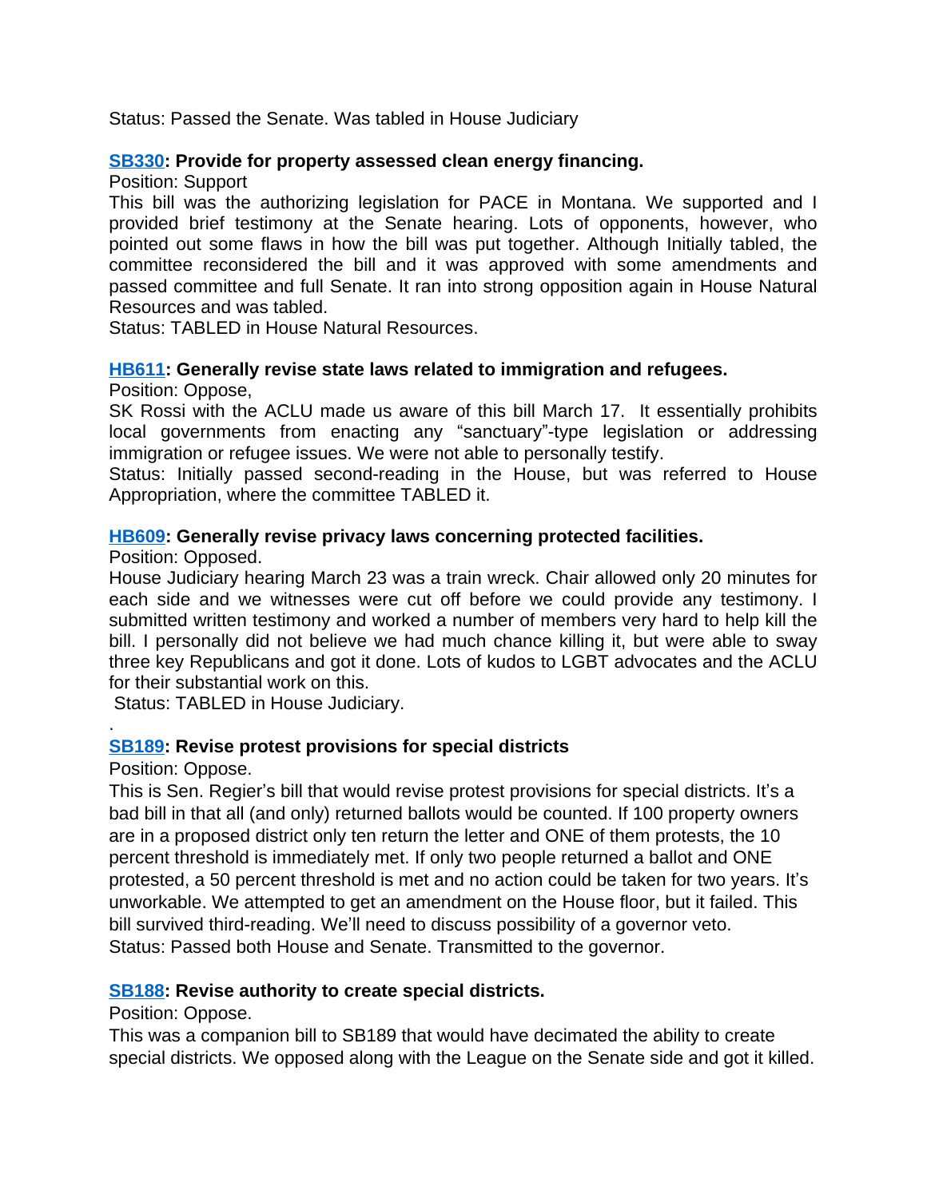Status: Passed the Senate. Was tabled in House Judiciary

**[SB330](SB330): Provide for property assessed clean energy financing.**

Position: Support

This bill was the authorizing legislation for PACE in Montana. We supported and I provided brief testimony at the Senate hearing. Lots of opponents, however, who pointed out some flaws in how the bill was put together. Although Initially tabled, the committee reconsidered the bill and it was approved with some amendments and passed committee and full Senate. It ran into strong opposition again in House Natural Resources and was tabled.

Status: TABLED in House Natural Resources.

**[HB611](HB611): Generally revise state laws related to immigration and refugees.**

Position: Oppose,

SK Rossi with the ACLU made us aware of this bill March 17. It essentially prohibits local governments from enacting any "sanctuary"-type legislation or addressing immigration or refugee issues. We were not able to personally testify.

Status: Initially passed second-reading in the House, but was referred to House Appropriation, where the committee TABLED it.

**[HB609](HB609): Generally revise privacy laws concerning protected facilities.**

Position: Opposed.

House Judiciary hearing March 23 was a train wreck. Chair allowed only 20 minutes for each side and we witnesses were cut off before we could provide any testimony. I submitted written testimony and worked a number of members very hard to help kill the bill. I personally did not believe we had much chance killing it, but were able to sway three key Republicans and got it done. Lots of kudos to LGBT advocates and the ACLU for their substantial work on this.

Status: TABLED in House Judiciary.

.

**[SB189](SB189): Revise protest provisions for special districts**

Position: Oppose.

This is Sen. Regier's bill that would revise protest provisions for special districts. It's a bad bill in that all (and only) returned ballots would be counted. If 100 property owners are in a proposed district only ten return the letter and ONE of them protests, the 10 percent threshold is immediately met. If only two people returned a ballot and ONE protested, a 50 percent threshold is met and no action could be taken for two years. It's unworkable. We attempted to get an amendment on the House floor, but it failed. This bill survived third-reading. We'll need to discuss possibility of a governor veto.

Status: Passed both House and Senate. Transmitted to the governor.

**[SB188](SB188): Revise authority to create special districts.**

Position: Oppose.

This was a companion bill to SB189 that would have decimated the ability to create special districts. We opposed along with the League on the Senate side and got it killed.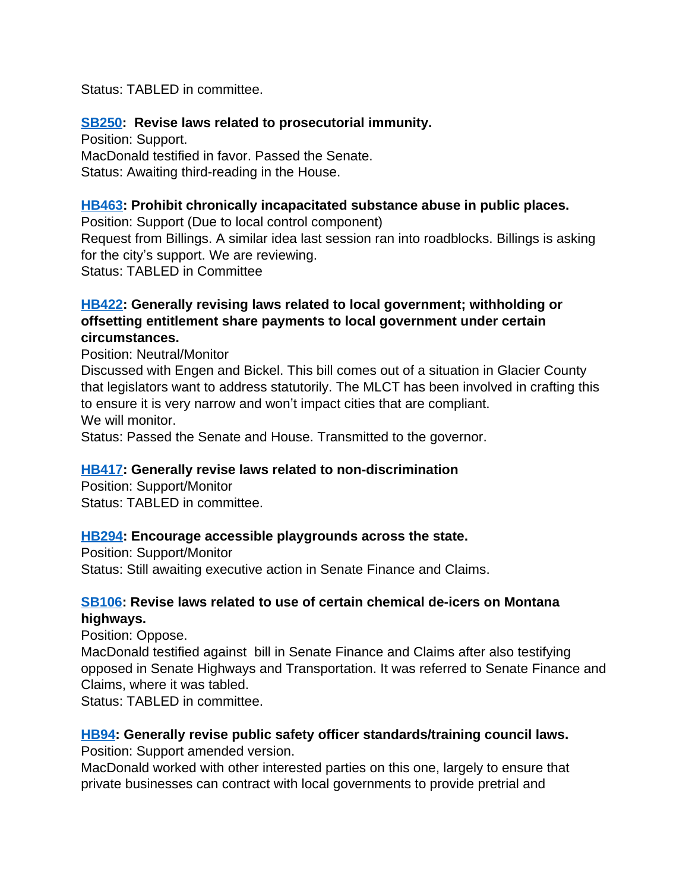Status: TABLED in committee.

**SB250: Revise laws related to prosecutorial immunity.**
Position: Support.
MacDonald testified in favor. Passed the Senate.
Status: Awaiting third-reading in the House.

**HB463: Prohibit chronically incapacitated substance abuse in public places.**
Position: Support (Due to local control component)
Request from Billings. A similar idea last session ran into roadblocks. Billings is asking for the city's support. We are reviewing.
Status: TABLED in Committee

**HB422: Generally revising laws related to local government; withholding or offsetting entitlement share payments to local government under certain circumstances.**
Position: Neutral/Monitor
Discussed with Engen and Bickel. This bill comes out of a situation in Glacier County that legislators want to address statutorily. The MLCT has been involved in crafting this to ensure it is very narrow and won't impact cities that are compliant.
We will monitor.
Status: Passed the Senate and House. Transmitted to the governor.

**HB417: Generally revise laws related to non-discrimination**
Position: Support/Monitor
Status: TABLED in committee.

**HB294: Encourage accessible playgrounds across the state.**
Position: Support/Monitor
Status: Still awaiting executive action in Senate Finance and Claims.

**SB106: Revise laws related to use of certain chemical de-icers on Montana highways.**
Position: Oppose.
MacDonald testified against bill in Senate Finance and Claims after also testifying opposed in Senate Highways and Transportation. It was referred to Senate Finance and Claims, where it was tabled.
Status: TABLED in committee.

**HB94: Generally revise public safety officer standards/training council laws.**
Position: Support amended version.
MacDonald worked with other interested parties on this one, largely to ensure that private businesses can contract with local governments to provide pretrial and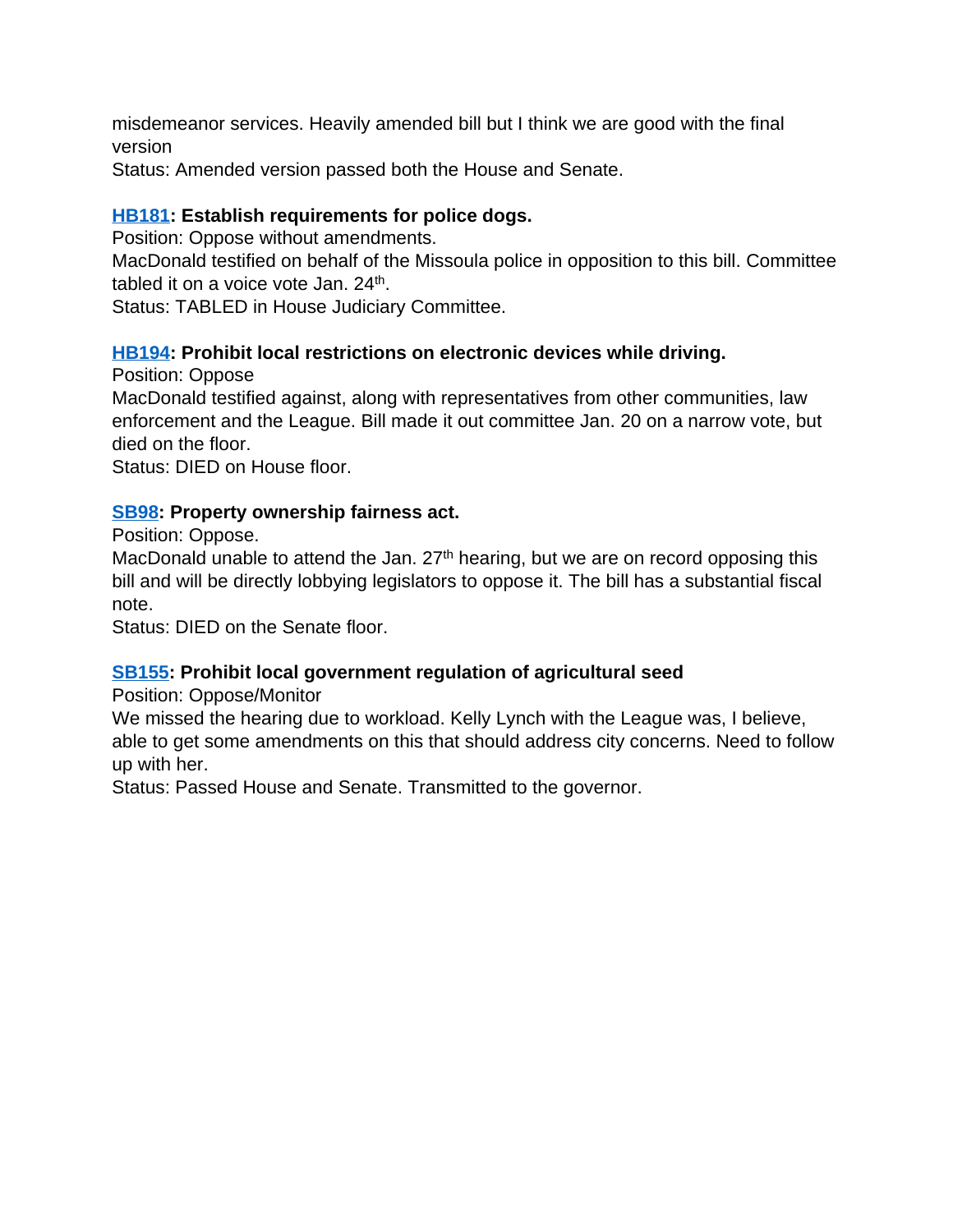misdemeanor services. Heavily amended bill but I think we are good with the final version

Status: Amended version passed both the House and Senate.

**HB181: Establish requirements for police dogs.**

Position: Oppose without amendments.

MacDonald testified on behalf of the Missoula police in opposition to this bill. Committee tabled it on a voice vote Jan. 24th.

Status: TABLED in House Judiciary Committee.

**HB194: Prohibit local restrictions on electronic devices while driving.**

Position: Oppose

MacDonald testified against, along with representatives from other communities, law enforcement and the League. Bill made it out committee Jan. 20 on a narrow vote, but died on the floor.

Status: DIED on House floor.

**SB98: Property ownership fairness act.**

Position: Oppose.

MacDonald unable to attend the Jan. 27th hearing, but we are on record opposing this bill and will be directly lobbying legislators to oppose it. The bill has a substantial fiscal note.

Status: DIED on the Senate floor.

**SB155: Prohibit local government regulation of agricultural seed**

Position: Oppose/Monitor

We missed the hearing due to workload. Kelly Lynch with the League was, I believe, able to get some amendments on this that should address city concerns. Need to follow up with her.

Status: Passed House and Senate. Transmitted to the governor.